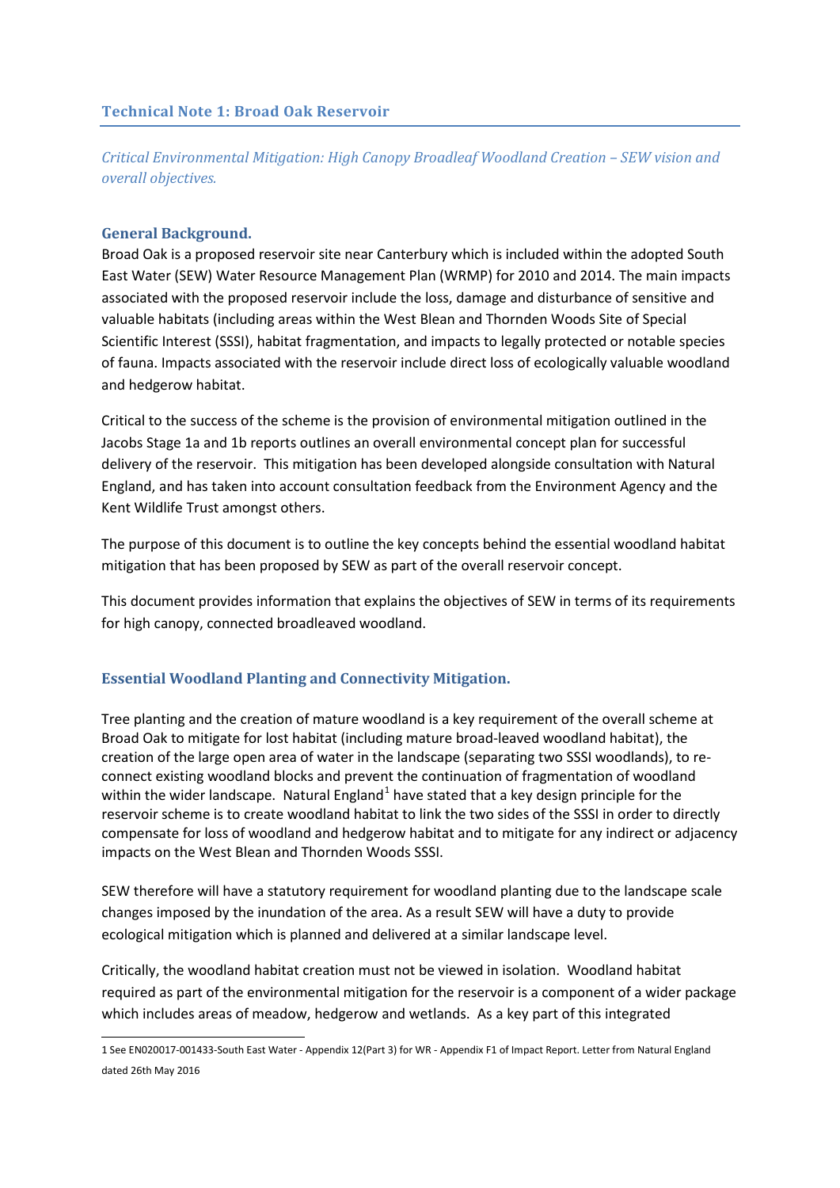# Technical Note 1: Broad Oak Reservoir

*Critical Environmental Mitigation: High Canopy Broadleaf Woodland Creation – SEW vision and overall objectives.*

## General Background.

Broad Oak is a proposed reservoir site near Canterbury which is included within the adopted South East Water (SEW) Water Resource Management Plan (WRMP) for 2010 and 2014. The main impacts associated with the proposed reservoir include the loss, damage and disturbance of sensitive and valuable habitats (including areas within the West Blean and Thornden Woods Site of Special Scientific Interest (SSSI), habitat fragmentation, and impacts to legally protected or notable species of fauna. Impacts associated with the reservoir include direct loss of ecologically valuable woodland and hedgerow habitat.

Critical to the success of the scheme is the provision of environmental mitigation outlined in the Jacobs Stage 1a and 1b reports outlines an overall environmental concept plan for successful delivery of the reservoir. This mitigation has been developed alongside consultation with Natural England, and has taken into account consultation feedback from the Environment Agency and the Kent Wildlife Trust amongst others.

The purpose of this document is to outline the key concepts behind the essential woodland habitat mitigation that has been proposed by SEW as part of the overall reservoir concept.

This document provides information that explains the objectives of SEW in terms of its requirements for high canopy, connected broadleaved woodland.

## Essential Woodland Planting and Connectivity Mitigation.

Tree planting and the creation of mature woodland is a key requirement of the overall scheme at Broad Oak to mitigate for lost habitat (including mature broad-leaved woodland habitat), the creation of the large open area of water in the landscape (separating two SSSI woodlands), to re-connect existing woodland blocks and prevent the continuation of fragmentation of woodland within the wider landscape. Natural England[1] have stated that a key design principle for the reservoir scheme is to create woodland habitat to link the two sides of the SSSI in order to directly compensate for loss of woodland and hedgerow habitat and to mitigate for any indirect or adjacency impacts on the West Blean and Thornden Woods SSSI.

SEW therefore will have a statutory requirement for woodland planting due to the landscape scale changes imposed by the inundation of the area. As a result SEW will have a duty to provide ecological mitigation which is planned and delivered at a similar landscape level.

Critically, the woodland habitat creation must not be viewed in isolation. Woodland habitat required as part of the environmental mitigation for the reservoir is a component of a wider package which includes areas of meadow, hedgerow and wetlands. As a key part of this integrated

---

1 See EN020017-001433-South East Water - Appendix 12(Part 3) for WR - Appendix F1 of Impact Report. Letter from Natural England dated 26th May 2016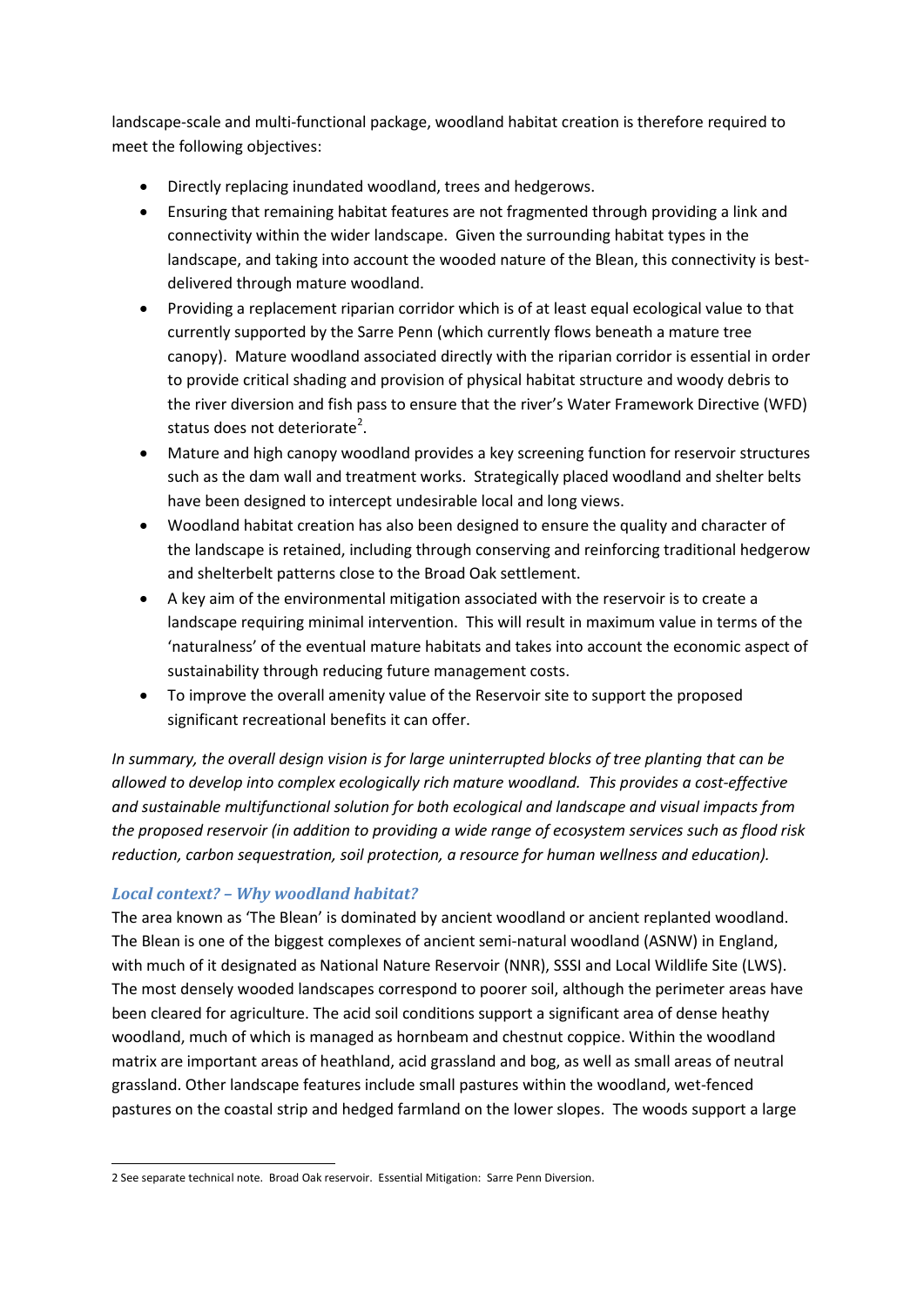landscape-scale and multi-functional package, woodland habitat creation is therefore required to meet the following objectives:

- Directly replacing inundated woodland, trees and hedgerows.
- Ensuring that remaining habitat features are not fragmented through providing a link and connectivity within the wider landscape. Given the surrounding habitat types in the landscape, and taking into account the wooded nature of the Blean, this connectivity is best-delivered through mature woodland.
- Providing a replacement riparian corridor which is of at least equal ecological value to that currently supported by the Sarre Penn (which currently flows beneath a mature tree canopy). Mature woodland associated directly with the riparian corridor is essential in order to provide critical shading and provision of physical habitat structure and woody debris to the river diversion and fish pass to ensure that the river's Water Framework Directive (WFD) status does not deteriorate[2].
- Mature and high canopy woodland provides a key screening function for reservoir structures such as the dam wall and treatment works. Strategically placed woodland and shelter belts have been designed to intercept undesirable local and long views.
- Woodland habitat creation has also been designed to ensure the quality and character of the landscape is retained, including through conserving and reinforcing traditional hedgerow and shelterbelt patterns close to the Broad Oak settlement.
- A key aim of the environmental mitigation associated with the reservoir is to create a landscape requiring minimal intervention. This will result in maximum value in terms of the 'naturalness' of the eventual mature habitats and takes into account the economic aspect of sustainability through reducing future management costs.
- To improve the overall amenity value of the Reservoir site to support the proposed significant recreational benefits it can offer.

*In summary, the overall design vision is for large uninterrupted blocks of tree planting that can be allowed to develop into complex ecologically rich mature woodland. This provides a cost-effective and sustainable multifunctional solution for both ecological and landscape and visual impacts from the proposed reservoir (in addition to providing a wide range of ecosystem services such as flood risk reduction, carbon sequestration, soil protection, a resource for human wellness and education).*

### *Local context? – Why woodland habitat?*

The area known as 'The Blean' is dominated by ancient woodland or ancient replanted woodland. The Blean is one of the biggest complexes of ancient semi-natural woodland (ASNW) in England, with much of it designated as National Nature Reservoir (NNR), SSSI and Local Wildlife Site (LWS). The most densely wooded landscapes correspond to poorer soil, although the perimeter areas have been cleared for agriculture. The acid soil conditions support a significant area of dense heathy woodland, much of which is managed as hornbeam and chestnut coppice. Within the woodland matrix are important areas of heathland, acid grassland and bog, as well as small areas of neutral grassland. Other landscape features include small pastures within the woodland, wet-fenced pastures on the coastal strip and hedged farmland on the lower slopes. The woods support a large

[2] See separate technical note. Broad Oak reservoir. Essential Mitigation: Sarre Penn Diversion.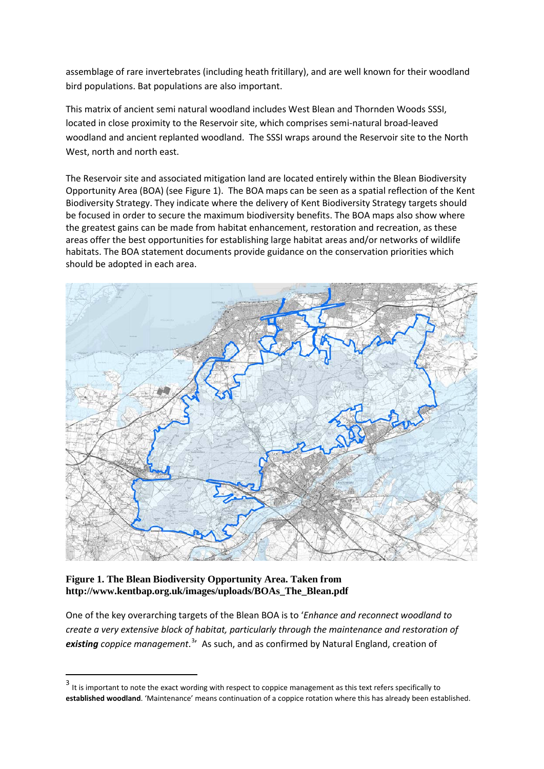assemblage of rare invertebrates (including heath fritillary), and are well known for their woodland bird populations. Bat populations are also important.

This matrix of ancient semi natural woodland includes West Blean and Thornden Woods SSSI, located in close proximity to the Reservoir site, which comprises semi-natural broad-leaved woodland and ancient replanted woodland. The SSSI wraps around the Reservoir site to the North West, north and north east.

The Reservoir site and associated mitigation land are located entirely within the Blean Biodiversity Opportunity Area (BOA) (see Figure 1). The BOA maps can be seen as a spatial reflection of the Kent Biodiversity Strategy. They indicate where the delivery of Kent Biodiversity Strategy targets should be focused in order to secure the maximum biodiversity benefits. The BOA maps also show where the greatest gains can be made from habitat enhancement, restoration and recreation, as these areas offer the best opportunities for establishing large habitat areas and/or networks of wildlife habitats. The BOA statement documents provide guidance on the conservation priorities which should be adopted in each area.

**Figure 1. The Blean Biodiversity Opportunity Area. Taken from http://www.kentbap.org.uk/images/uploads/BOAs_The_Blean.pdf**

One of the key overarching targets of the Blean BOA is to '*Enhance and reconnect woodland to create a very extensive block of habitat, particularly through the maintenance and restoration of **existing** coppice management.*[3]' As such, and as confirmed by Natural England, creation of

[3] It is important to note the exact wording with respect to coppice management as this text refers specifically to **established woodland**. 'Maintenance' means continuation of a coppice rotation where this has already been established.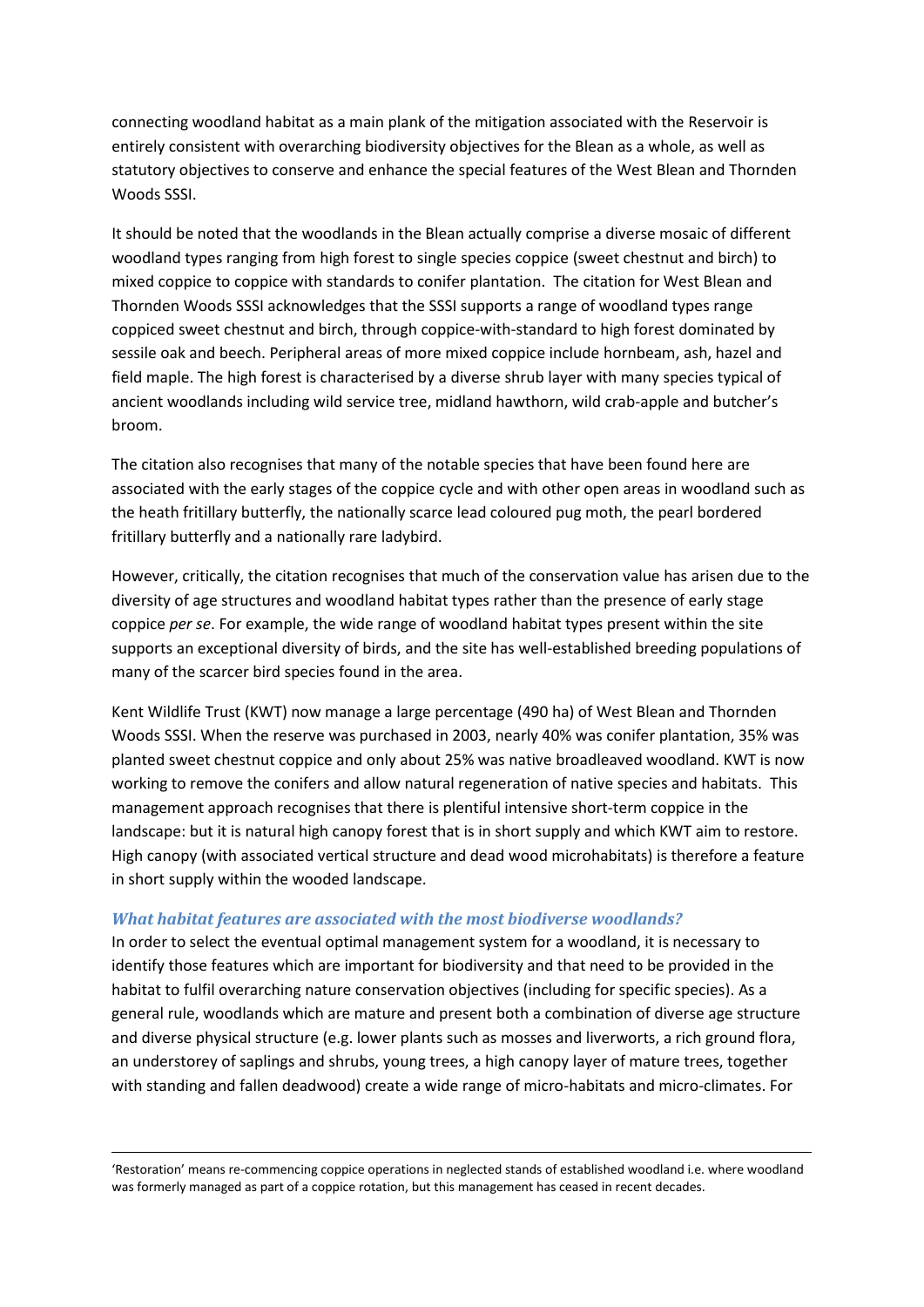connecting woodland habitat as a main plank of the mitigation associated with the Reservoir is entirely consistent with overarching biodiversity objectives for the Blean as a whole, as well as statutory objectives to conserve and enhance the special features of the West Blean and Thornden Woods SSSI.

It should be noted that the woodlands in the Blean actually comprise a diverse mosaic of different woodland types ranging from high forest to single species coppice (sweet chestnut and birch) to mixed coppice to coppice with standards to conifer plantation. The citation for West Blean and Thornden Woods SSSI acknowledges that the SSSI supports a range of woodland types range coppiced sweet chestnut and birch, through coppice-with-standard to high forest dominated by sessile oak and beech. Peripheral areas of more mixed coppice include hornbeam, ash, hazel and field maple. The high forest is characterised by a diverse shrub layer with many species typical of ancient woodlands including wild service tree, midland hawthorn, wild crab-apple and butcher's broom.

The citation also recognises that many of the notable species that have been found here are associated with the early stages of the coppice cycle and with other open areas in woodland such as the heath fritillary butterfly, the nationally scarce lead coloured pug moth, the pearl bordered fritillary butterfly and a nationally rare ladybird.

However, critically, the citation recognises that much of the conservation value has arisen due to the diversity of age structures and woodland habitat types rather than the presence of early stage coppice *per se*. For example, the wide range of woodland habitat types present within the site supports an exceptional diversity of birds, and the site has well-established breeding populations of many of the scarcer bird species found in the area.

Kent Wildlife Trust (KWT) now manage a large percentage (490 ha) of West Blean and Thornden Woods SSSI. When the reserve was purchased in 2003, nearly 40% was conifer plantation, 35% was planted sweet chestnut coppice and only about 25% was native broadleaved woodland. KWT is now working to remove the conifers and allow natural regeneration of native species and habitats. This management approach recognises that there is plentiful intensive short-term coppice in the landscape: but it is natural high canopy forest that is in short supply and which KWT aim to restore. High canopy (with associated vertical structure and dead wood microhabitats) is therefore a feature in short supply within the wooded landscape.

### *What habitat features are associated with the most biodiverse woodlands?*

In order to select the eventual optimal management system for a woodland, it is necessary to identify those features which are important for biodiversity and that need to be provided in the habitat to fulfil overarching nature conservation objectives (including for specific species). As a general rule, woodlands which are mature and present both a combination of diverse age structure and diverse physical structure (e.g. lower plants such as mosses and liverworts, a rich ground flora, an understorey of saplings and shrubs, young trees, a high canopy layer of mature trees, together with standing and fallen deadwood) create a wide range of micro-habitats and micro-climates. For

---

'Restoration' means re-commencing coppice operations in neglected stands of established woodland i.e. where woodland was formerly managed as part of a coppice rotation, but this management has ceased in recent decades.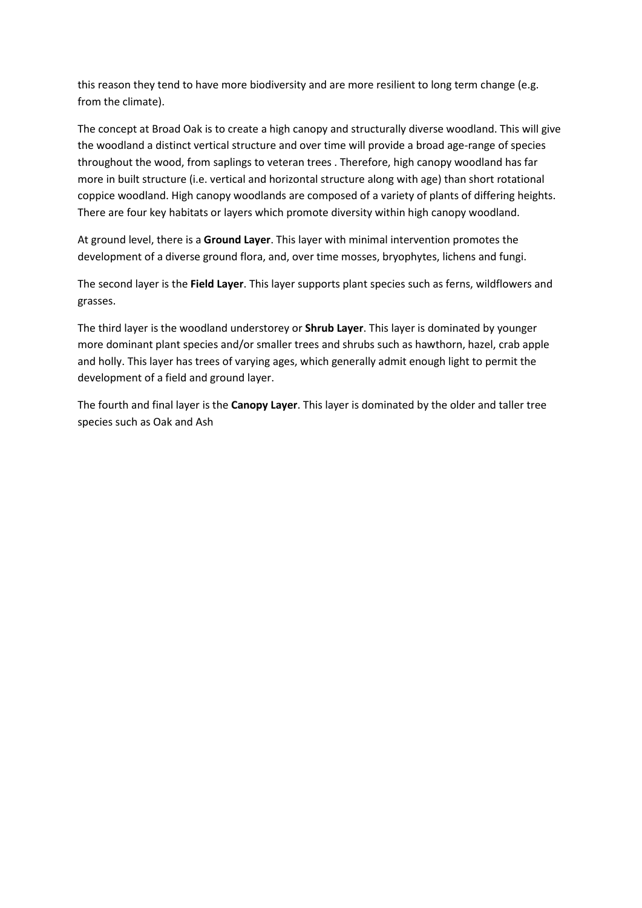this reason they tend to have more biodiversity and are more resilient to long term change (e.g. from the climate).

The concept at Broad Oak is to create a high canopy and structurally diverse woodland. This will give the woodland a distinct vertical structure and over time will provide a broad age-range of species throughout the wood, from saplings to veteran trees . Therefore, high canopy woodland has far more in built structure (i.e. vertical and horizontal structure along with age) than short rotational coppice woodland. High canopy woodlands are composed of a variety of plants of differing heights. There are four key habitats or layers which promote diversity within high canopy woodland.

At ground level, there is a **Ground Layer**. This layer with minimal intervention promotes the development of a diverse ground flora, and, over time mosses, bryophytes, lichens and fungi.

The second layer is the **Field Layer**. This layer supports plant species such as ferns, wildflowers and grasses.

The third layer is the woodland understorey or **Shrub Layer**. This layer is dominated by younger more dominant plant species and/or smaller trees and shrubs such as hawthorn, hazel, crab apple and holly. This layer has trees of varying ages, which generally admit enough light to permit the development of a field and ground layer.

The fourth and final layer is the **Canopy Layer**. This layer is dominated by the older and taller tree species such as Oak and Ash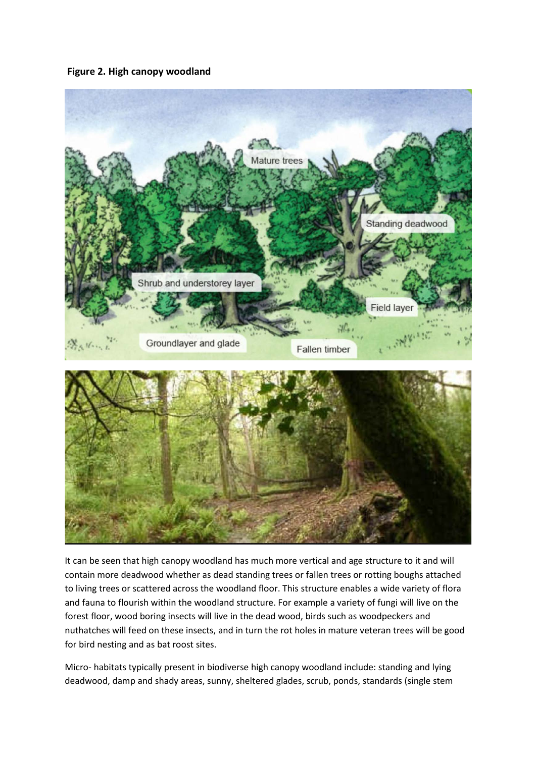**Figure 2. High canopy woodland**

It can be seen that high canopy woodland has much more vertical and age structure to it and will contain more deadwood whether as dead standing trees or fallen trees or rotting boughs attached to living trees or scattered across the woodland floor. This structure enables a wide variety of flora and fauna to flourish within the woodland structure. For example a variety of fungi will live on the forest floor, wood boring insects will live in the dead wood, birds such as woodpeckers and nuthatches will feed on these insects, and in turn the rot holes in mature veteran trees will be good for bird nesting and as bat roost sites.

Micro- habitats typically present in biodiverse high canopy woodland include: standing and lying deadwood, damp and shady areas, sunny, sheltered glades, scrub, ponds, standards (single stem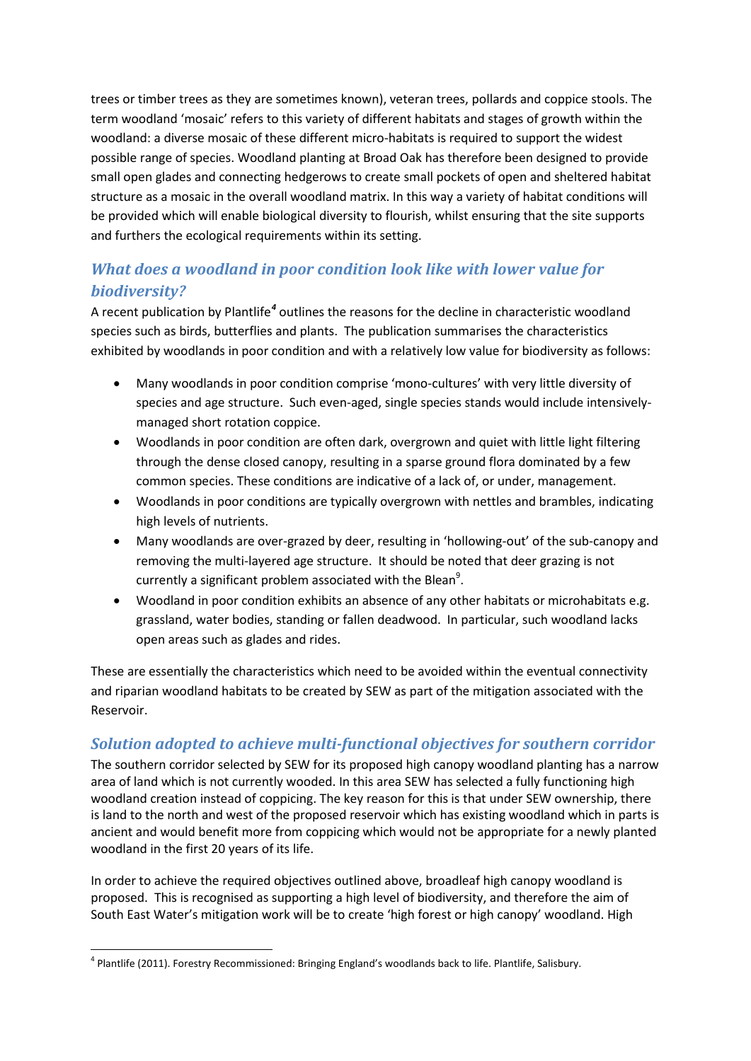trees or timber trees as they are sometimes known), veteran trees, pollards and coppice stools. The term woodland 'mosaic' refers to this variety of different habitats and stages of growth within the woodland: a diverse mosaic of these different micro-habitats is required to support the widest possible range of species. Woodland planting at Broad Oak has therefore been designed to provide small open glades and connecting hedgerows to create small pockets of open and sheltered habitat structure as a mosaic in the overall woodland matrix. In this way a variety of habitat conditions will be provided which will enable biological diversity to flourish, whilst ensuring that the site supports and furthers the ecological requirements within its setting.

## *What does a woodland in poor condition look like with lower value for biodiversity?*

A recent publication by Plantlife[4] outlines the reasons for the decline in characteristic woodland species such as birds, butterflies and plants. The publication summarises the characteristics exhibited by woodlands in poor condition and with a relatively low value for biodiversity as follows:

- Many woodlands in poor condition comprise 'mono-cultures' with very little diversity of species and age structure. Such even-aged, single species stands would include intensively-managed short rotation coppice.
- Woodlands in poor condition are often dark, overgrown and quiet with little light filtering through the dense closed canopy, resulting in a sparse ground flora dominated by a few common species. These conditions are indicative of a lack of, or under, management.
- Woodlands in poor conditions are typically overgrown with nettles and brambles, indicating high levels of nutrients.
- Many woodlands are over-grazed by deer, resulting in 'hollowing-out' of the sub-canopy and removing the multi-layered age structure. It should be noted that deer grazing is not currently a significant problem associated with the Blean[9].
- Woodland in poor condition exhibits an absence of any other habitats or microhabitats e.g. grassland, water bodies, standing or fallen deadwood. In particular, such woodland lacks open areas such as glades and rides.

These are essentially the characteristics which need to be avoided within the eventual connectivity and riparian woodland habitats to be created by SEW as part of the mitigation associated with the Reservoir.

## *Solution adopted to achieve multi-functional objectives for southern corridor*

The southern corridor selected by SEW for its proposed high canopy woodland planting has a narrow area of land which is not currently wooded. In this area SEW has selected a fully functioning high woodland creation instead of coppicing. The key reason for this is that under SEW ownership, there is land to the north and west of the proposed reservoir which has existing woodland which in parts is ancient and would benefit more from coppicing which would not be appropriate for a newly planted woodland in the first 20 years of its life.

In order to achieve the required objectives outlined above, broadleaf high canopy woodland is proposed. This is recognised as supporting a high level of biodiversity, and therefore the aim of South East Water's mitigation work will be to create 'high forest or high canopy' woodland. High

[4] Plantlife (2011). Forestry Recommissioned: Bringing England's woodlands back to life. Plantlife, Salisbury.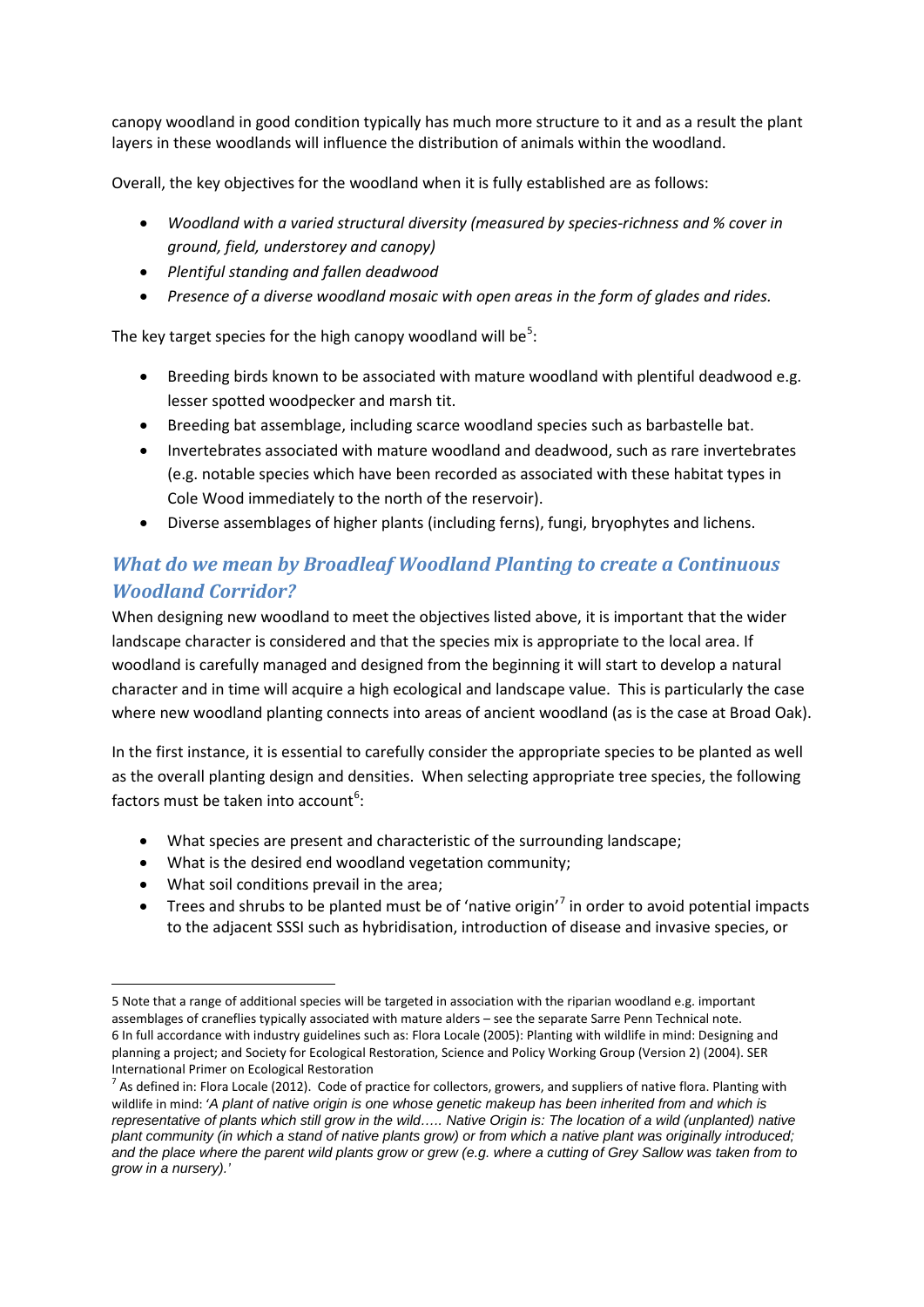canopy woodland in good condition typically has much more structure to it and as a result the plant layers in these woodlands will influence the distribution of animals within the woodland.

Overall, the key objectives for the woodland when it is fully established are as follows:

- *Woodland with a varied structural diversity (measured by species-richness and % cover in ground, field, understorey and canopy)*
- *Plentiful standing and fallen deadwood*
- *Presence of a diverse woodland mosaic with open areas in the form of glades and rides.*

The key target species for the high canopy woodland will be[5]:

- Breeding birds known to be associated with mature woodland with plentiful deadwood e.g. lesser spotted woodpecker and marsh tit.
- Breeding bat assemblage, including scarce woodland species such as barbastelle bat.
- Invertebrates associated with mature woodland and deadwood, such as rare invertebrates (e.g. notable species which have been recorded as associated with these habitat types in Cole Wood immediately to the north of the reservoir).
- Diverse assemblages of higher plants (including ferns), fungi, bryophytes and lichens.

## *What do we mean by Broadleaf Woodland Planting to create a Continuous Woodland Corridor?*

When designing new woodland to meet the objectives listed above, it is important that the wider landscape character is considered and that the species mix is appropriate to the local area. If woodland is carefully managed and designed from the beginning it will start to develop a natural character and in time will acquire a high ecological and landscape value. This is particularly the case where new woodland planting connects into areas of ancient woodland (as is the case at Broad Oak).

In the first instance, it is essential to carefully consider the appropriate species to be planted as well as the overall planting design and densities. When selecting appropriate tree species, the following factors must be taken into account[6]:

- What species are present and characteristic of the surrounding landscape;
- What is the desired end woodland vegetation community;
- What soil conditions prevail in the area;
- Trees and shrubs to be planted must be of 'native origin'[7] in order to avoid potential impacts to the adjacent SSSI such as hybridisation, introduction of disease and invasive species, or

---

5 Note that a range of additional species will be targeted in association with the riparian woodland e.g. important assemblages of craneflies typically associated with mature alders – see the separate Sarre Penn Technical note.

6 In full accordance with industry guidelines such as: Flora Locale (2005): Planting with wildlife in mind: Designing and planning a project; and Society for Ecological Restoration, Science and Policy Working Group (Version 2) (2004). SER International Primer on Ecological Restoration

7 As defined in: Flora Locale (2012). Code of practice for collectors, growers, and suppliers of native flora. Planting with wildlife in mind: *'A plant of native origin is one whose genetic makeup has been inherited from and which is representative of plants which still grow in the wild….. Native Origin is: The location of a wild (unplanted) native plant community (in which a stand of native plants grow) or from which a native plant was originally introduced; and the place where the parent wild plants grow or grew (e.g. where a cutting of Grey Sallow was taken from to grow in a nursery).'*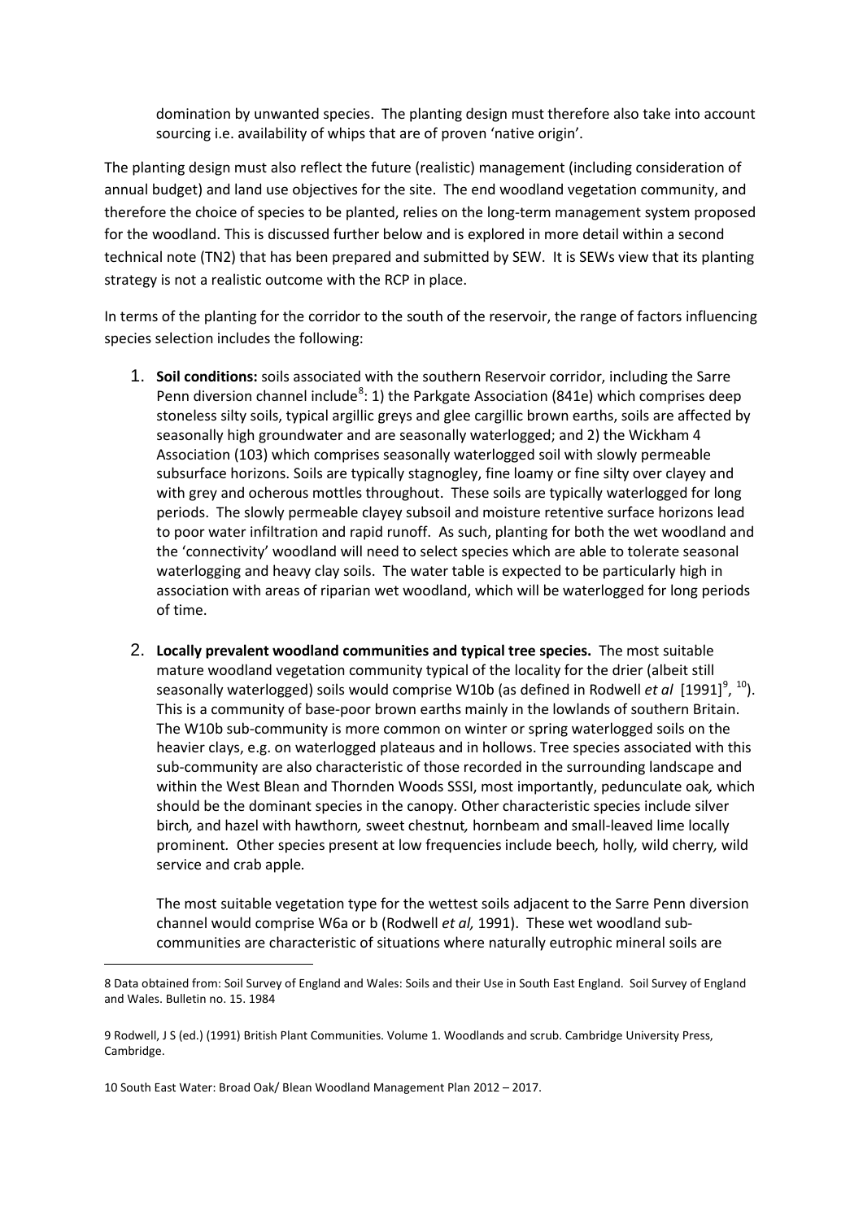domination by unwanted species. The planting design must therefore also take into account sourcing i.e. availability of whips that are of proven 'native origin'.

The planting design must also reflect the future (realistic) management (including consideration of annual budget) and land use objectives for the site. The end woodland vegetation community, and therefore the choice of species to be planted, relies on the long-term management system proposed for the woodland. This is discussed further below and is explored in more detail within a second technical note (TN2) that has been prepared and submitted by SEW. It is SEWs view that its planting strategy is not a realistic outcome with the RCP in place.

In terms of the planting for the corridor to the south of the reservoir, the range of factors influencing species selection includes the following:

1. **Soil conditions:** soils associated with the southern Reservoir corridor, including the Sarre Penn diversion channel include[8]: 1) the Parkgate Association (841e) which comprises deep stoneless silty soils, typical argillic greys and glee cargillic brown earths, soils are affected by seasonally high groundwater and are seasonally waterlogged; and 2) the Wickham 4 Association (103) which comprises seasonally waterlogged soil with slowly permeable subsurface horizons. Soils are typically stagnogley, fine loamy or fine silty over clayey and with grey and ocherous mottles throughout. These soils are typically waterlogged for long periods. The slowly permeable clayey subsoil and moisture retentive surface horizons lead to poor water infiltration and rapid runoff. As such, planting for both the wet woodland and the 'connectivity' woodland will need to select species which are able to tolerate seasonal waterlogging and heavy clay soils. The water table is expected to be particularly high in association with areas of riparian wet woodland, which will be waterlogged for long periods of time.

2. **Locally prevalent woodland communities and typical tree species.** The most suitable mature woodland vegetation community typical of the locality for the drier (albeit still seasonally waterlogged) soils would comprise W10b (as defined in Rodwell *et al* [1991][9], [10]). This is a community of base-poor brown earths mainly in the lowlands of southern Britain. The W10b sub-community is more common on winter or spring waterlogged soils on the heavier clays, e.g. on waterlogged plateaus and in hollows. Tree species associated with this sub-community are also characteristic of those recorded in the surrounding landscape and within the West Blean and Thornden Woods SSSI, most importantly, pedunculate oak*,* which should be the dominant species in the canopy. Other characteristic species include silver birch*,* and hazel with hawthorn*,* sweet chestnut*,* hornbeam and small-leaved lime locally prominent*.* Other species present at low frequencies include beech*,* holly*,* wild cherry*,* wild service and crab apple*.*

   The most suitable vegetation type for the wettest soils adjacent to the Sarre Penn diversion channel would comprise W6a or b (Rodwell *et al,* 1991). These wet woodland sub-communities are characteristic of situations where naturally eutrophic mineral soils are

---

8 Data obtained from: Soil Survey of England and Wales: Soils and their Use in South East England. Soil Survey of England and Wales. Bulletin no. 15. 1984

9 Rodwell, J S (ed.) (1991) British Plant Communities. Volume 1. Woodlands and scrub. Cambridge University Press, Cambridge.

10 South East Water: Broad Oak/ Blean Woodland Management Plan 2012 – 2017.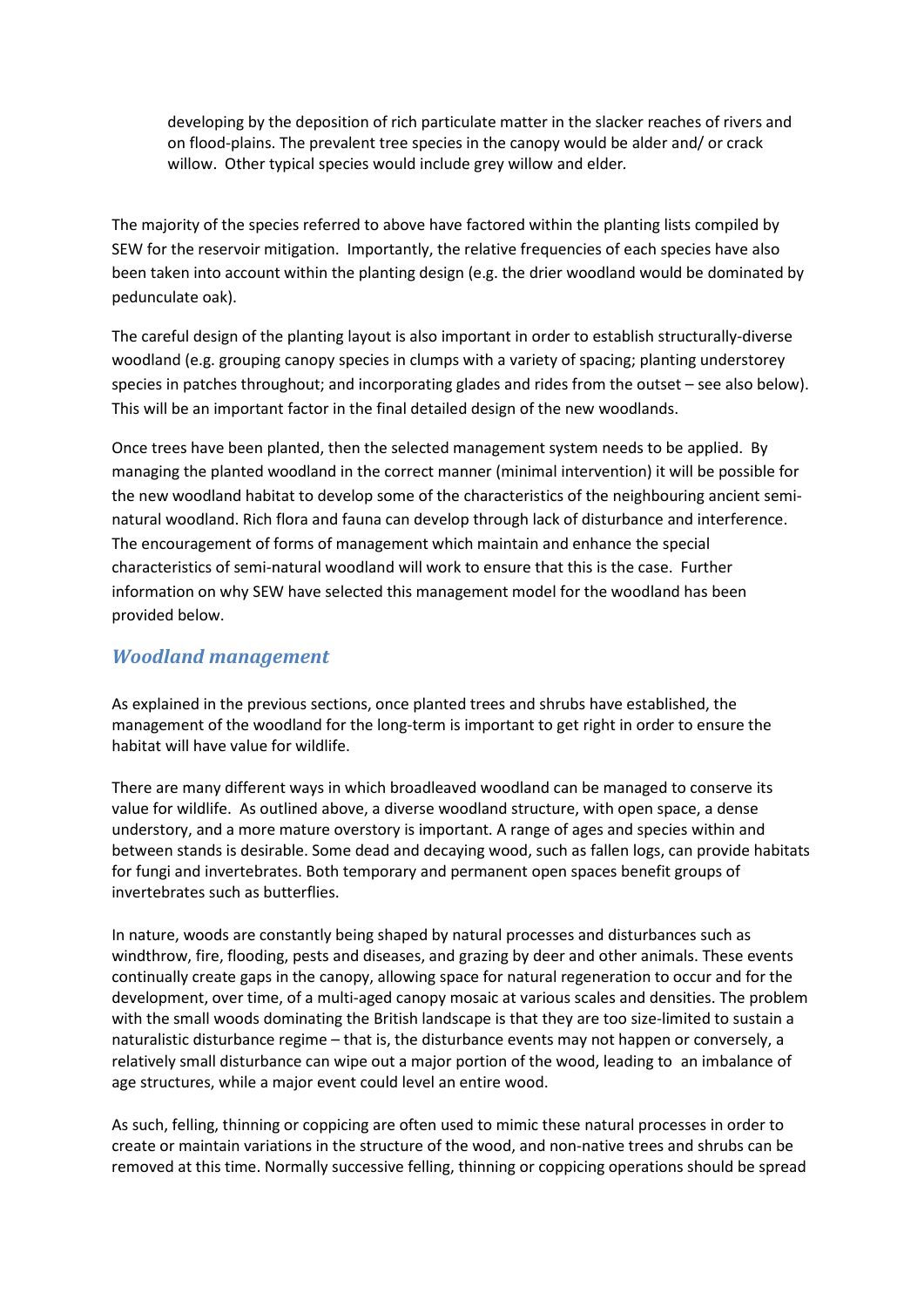developing by the deposition of rich particulate matter in the slacker reaches of rivers and on flood-plains. The prevalent tree species in the canopy would be alder and/ or crack willow. Other typical species would include grey willow and elder.

The majority of the species referred to above have factored within the planting lists compiled by SEW for the reservoir mitigation. Importantly, the relative frequencies of each species have also been taken into account within the planting design (e.g. the drier woodland would be dominated by pedunculate oak).

The careful design of the planting layout is also important in order to establish structurally-diverse woodland (e.g. grouping canopy species in clumps with a variety of spacing; planting understorey species in patches throughout; and incorporating glades and rides from the outset – see also below). This will be an important factor in the final detailed design of the new woodlands.

Once trees have been planted, then the selected management system needs to be applied. By managing the planted woodland in the correct manner (minimal intervention) it will be possible for the new woodland habitat to develop some of the characteristics of the neighbouring ancient semi-natural woodland. Rich flora and fauna can develop through lack of disturbance and interference. The encouragement of forms of management which maintain and enhance the special characteristics of semi-natural woodland will work to ensure that this is the case. Further information on why SEW have selected this management model for the woodland has been provided below.

### *Woodland management*

As explained in the previous sections, once planted trees and shrubs have established, the management of the woodland for the long-term is important to get right in order to ensure the habitat will have value for wildlife.

There are many different ways in which broadleaved woodland can be managed to conserve its value for wildlife. As outlined above, a diverse woodland structure, with open space, a dense understory, and a more mature overstory is important. A range of ages and species within and between stands is desirable. Some dead and decaying wood, such as fallen logs, can provide habitats for fungi and invertebrates. Both temporary and permanent open spaces benefit groups of invertebrates such as butterflies.

In nature, woods are constantly being shaped by natural processes and disturbances such as windthrow, fire, flooding, pests and diseases, and grazing by deer and other animals. These events continually create gaps in the canopy, allowing space for natural regeneration to occur and for the development, over time, of a multi-aged canopy mosaic at various scales and densities. The problem with the small woods dominating the British landscape is that they are too size-limited to sustain a naturalistic disturbance regime – that is, the disturbance events may not happen or conversely, a relatively small disturbance can wipe out a major portion of the wood, leading to an imbalance of age structures, while a major event could level an entire wood.

As such, felling, thinning or coppicing are often used to mimic these natural processes in order to create or maintain variations in the structure of the wood, and non-native trees and shrubs can be removed at this time. Normally successive felling, thinning or coppicing operations should be spread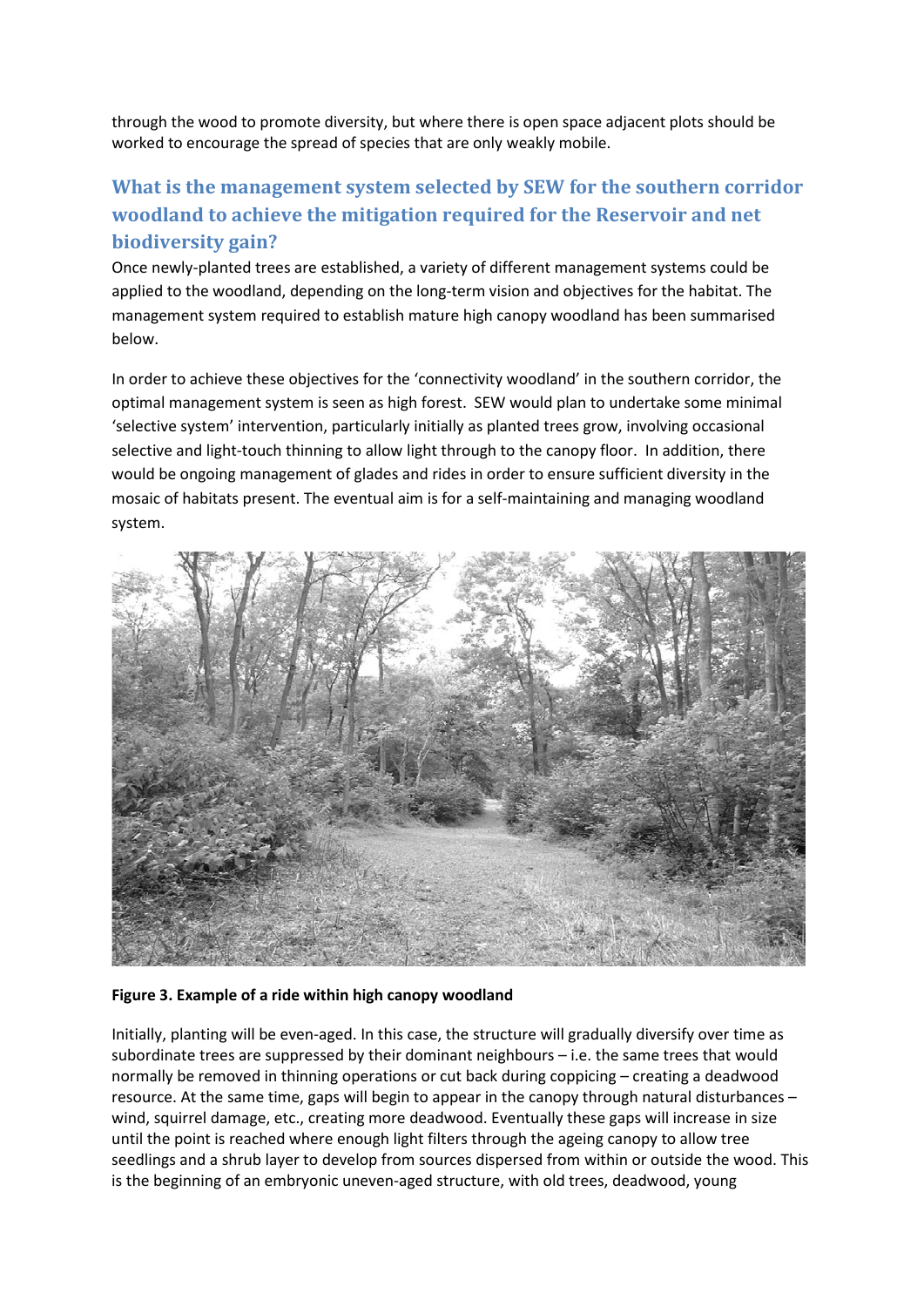through the wood to promote diversity, but where there is open space adjacent plots should be worked to encourage the spread of species that are only weakly mobile.

## What is the management system selected by SEW for the southern corridor woodland to achieve the mitigation required for the Reservoir and net biodiversity gain?

Once newly-planted trees are established, a variety of different management systems could be applied to the woodland, depending on the long-term vision and objectives for the habitat. The management system required to establish mature high canopy woodland has been summarised below.

In order to achieve these objectives for the 'connectivity woodland' in the southern corridor, the optimal management system is seen as high forest. SEW would plan to undertake some minimal 'selective system' intervention, particularly initially as planted trees grow, involving occasional selective and light-touch thinning to allow light through to the canopy floor. In addition, there would be ongoing management of glades and rides in order to ensure sufficient diversity in the mosaic of habitats present. The eventual aim is for a self-maintaining and managing woodland system.

**Figure 3. Example of a ride within high canopy woodland**

Initially, planting will be even-aged. In this case, the structure will gradually diversify over time as subordinate trees are suppressed by their dominant neighbours – i.e. the same trees that would normally be removed in thinning operations or cut back during coppicing – creating a deadwood resource. At the same time, gaps will begin to appear in the canopy through natural disturbances – wind, squirrel damage, etc., creating more deadwood. Eventually these gaps will increase in size until the point is reached where enough light filters through the ageing canopy to allow tree seedlings and a shrub layer to develop from sources dispersed from within or outside the wood. This is the beginning of an embryonic uneven-aged structure, with old trees, deadwood, young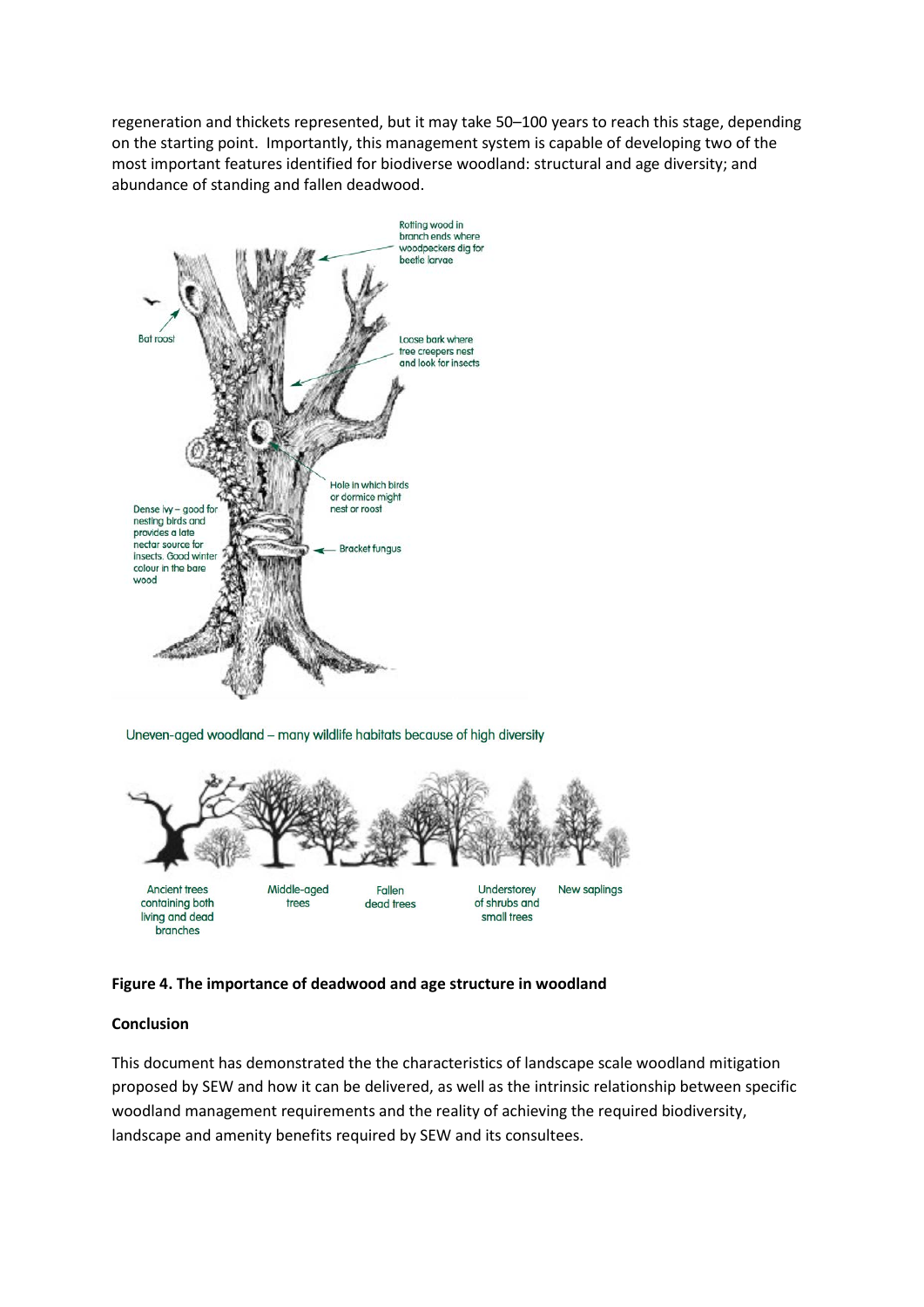regeneration and thickets represented, but it may take 50–100 years to reach this stage, depending on the starting point. Importantly, this management system is capable of developing two of the most important features identified for biodiverse woodland: structural and age diversity; and abundance of standing and fallen deadwood.

Rotting wood in branch ends where woodpeckers dig for beetle larvae

Bat roost

Loose bark where tree creepers nest and look for insects

Hole in which birds or dormice might nest or roost

Dense ivy – good for nesting birds and provides a late nectar source for insects. Good winter colour in the bare wood

Bracket fungus

Uneven-aged woodland – many wildlife habitats because of high diversity

Ancient trees containing both living and dead branches

Middle-aged trees

Fallen dead trees

Understorey of shrubs and small trees

New saplings

**Figure 4. The importance of deadwood and age structure in woodland**

**Conclusion**

This document has demonstrated the the characteristics of landscape scale woodland mitigation proposed by SEW and how it can be delivered, as well as the intrinsic relationship between specific woodland management requirements and the reality of achieving the required biodiversity, landscape and amenity benefits required by SEW and its consultees.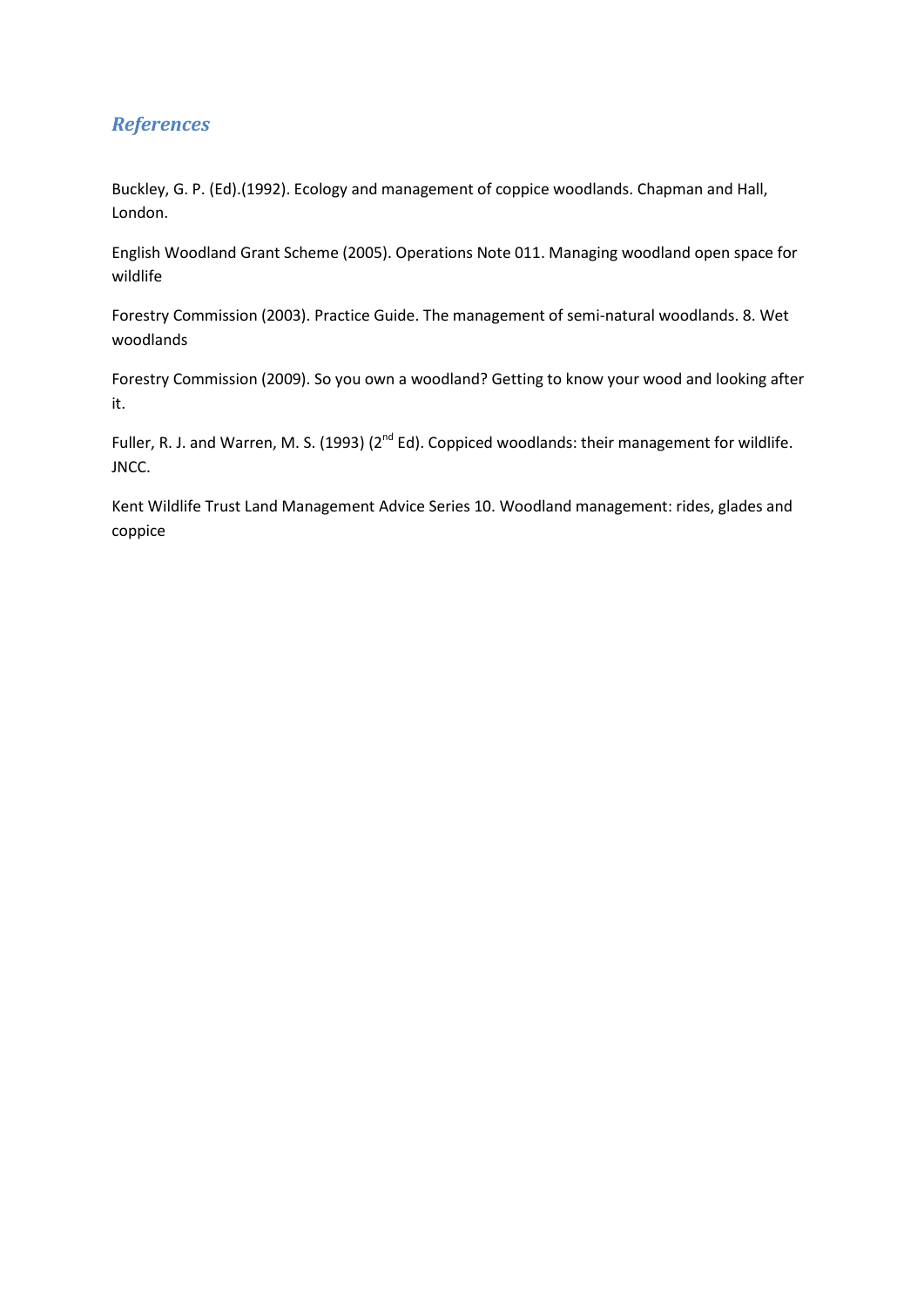## *References*

Buckley, G. P. (Ed).(1992). Ecology and management of coppice woodlands. Chapman and Hall, London.

English Woodland Grant Scheme (2005). Operations Note 011. Managing woodland open space for wildlife

Forestry Commission (2003). Practice Guide. The management of semi-natural woodlands. 8. Wet woodlands

Forestry Commission (2009). So you own a woodland? Getting to know your wood and looking after it.

Fuller, R. J. and Warren, M. S. (1993) ($2^{nd}$ Ed). Coppiced woodlands: their management for wildlife. JNCC.

Kent Wildlife Trust Land Management Advice Series 10. Woodland management: rides, glades and coppice